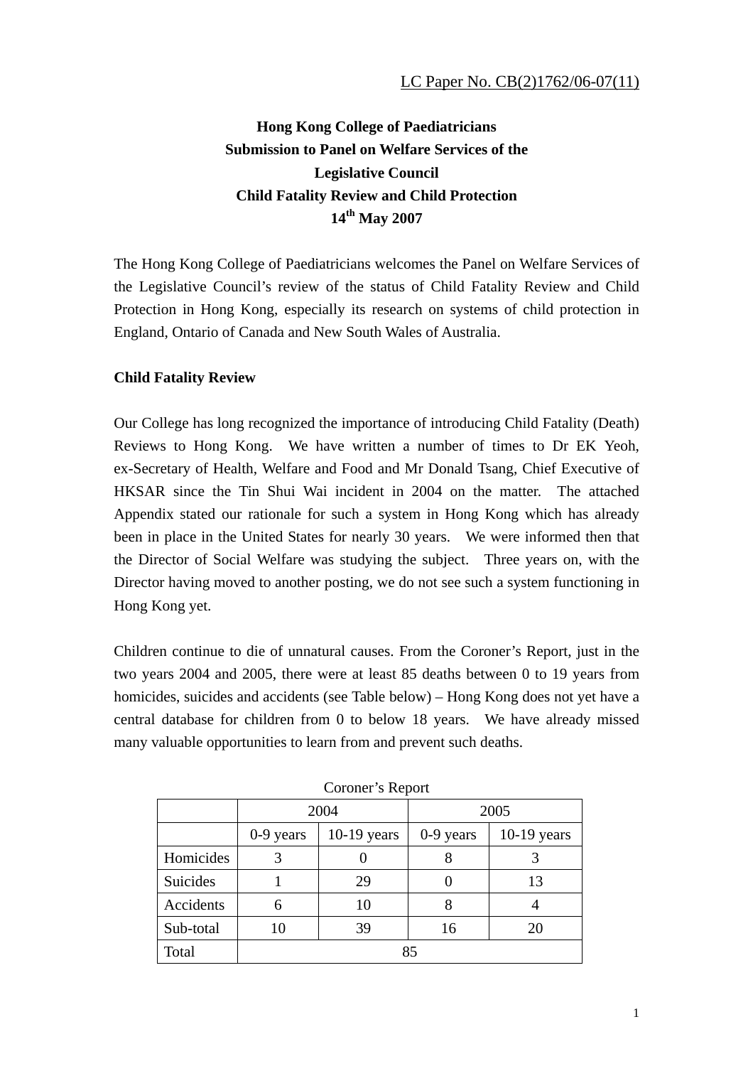LC Paper No. CB(2)1762/06-07(11)

**Hong Kong College of Paediatricians**
**Submission to Panel on Welfare Services of the Legislative Council**
**Child Fatality Review and Child Protection**
**14th May 2007**

The Hong Kong College of Paediatricians welcomes the Panel on Welfare Services of the Legislative Council's review of the status of Child Fatality Review and Child Protection in Hong Kong, especially its research on systems of child protection in England, Ontario of Canada and New South Wales of Australia.

**Child Fatality Review**

Our College has long recognized the importance of introducing Child Fatality (Death) Reviews to Hong Kong. We have written a number of times to Dr EK Yeoh, ex-Secretary of Health, Welfare and Food and Mr Donald Tsang, Chief Executive of HKSAR since the Tin Shui Wai incident in 2004 on the matter. The attached Appendix stated our rationale for such a system in Hong Kong which has already been in place in the United States for nearly 30 years. We were informed then that the Director of Social Welfare was studying the subject. Three years on, with the Director having moved to another posting, we do not see such a system functioning in Hong Kong yet.

Children continue to die of unnatural causes. From the Coroner's Report, just in the two years 2004 and 2005, there were at least 85 deaths between 0 to 19 years from homicides, suicides and accidents (see Table below) – Hong Kong does not yet have a central database for children from 0 to below 18 years. We have already missed many valuable opportunities to learn from and prevent such deaths.

Coroner's Report

| | 2004 | | 2005 | |
|---|---|---|---|---|
| | 0-9 years | 10-19 years | 0-9 years | 10-19 years |
| Homicides | 3 | 0 | 8 | 3 |
| Suicides | 1 | 29 | 0 | 13 |
| Accidents | 6 | 10 | 8 | 4 |
| Sub-total | 10 | 39 | 16 | 20 |
| Total | 85 | | | |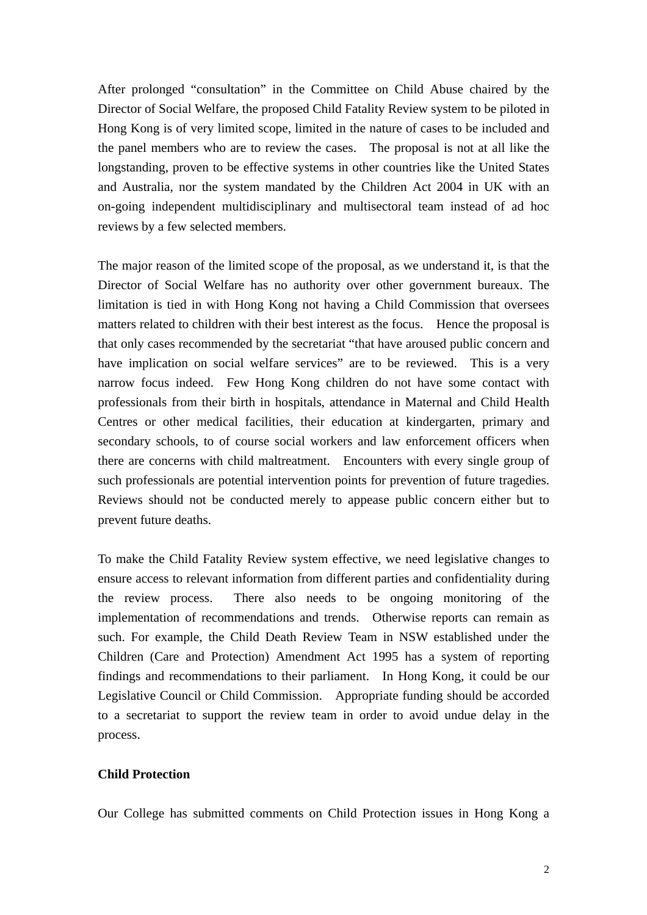After prolonged "consultation" in the Committee on Child Abuse chaired by the Director of Social Welfare, the proposed Child Fatality Review system to be piloted in Hong Kong is of very limited scope, limited in the nature of cases to be included and the panel members who are to review the cases. The proposal is not at all like the longstanding, proven to be effective systems in other countries like the United States and Australia, nor the system mandated by the Children Act 2004 in UK with an on-going independent multidisciplinary and multisectoral team instead of ad hoc reviews by a few selected members.

The major reason of the limited scope of the proposal, as we understand it, is that the Director of Social Welfare has no authority over other government bureaux. The limitation is tied in with Hong Kong not having a Child Commission that oversees matters related to children with their best interest as the focus. Hence the proposal is that only cases recommended by the secretariat "that have aroused public concern and have implication on social welfare services" are to be reviewed. This is a very narrow focus indeed. Few Hong Kong children do not have some contact with professionals from their birth in hospitals, attendance in Maternal and Child Health Centres or other medical facilities, their education at kindergarten, primary and secondary schools, to of course social workers and law enforcement officers when there are concerns with child maltreatment. Encounters with every single group of such professionals are potential intervention points for prevention of future tragedies. Reviews should not be conducted merely to appease public concern either but to prevent future deaths.

To make the Child Fatality Review system effective, we need legislative changes to ensure access to relevant information from different parties and confidentiality during the review process. There also needs to be ongoing monitoring of the implementation of recommendations and trends. Otherwise reports can remain as such. For example, the Child Death Review Team in NSW established under the Children (Care and Protection) Amendment Act 1995 has a system of reporting findings and recommendations to their parliament. In Hong Kong, it could be our Legislative Council or Child Commission. Appropriate funding should be accorded to a secretariat to support the review team in order to avoid undue delay in the process.

**Child Protection**

Our College has submitted comments on Child Protection issues in Hong Kong a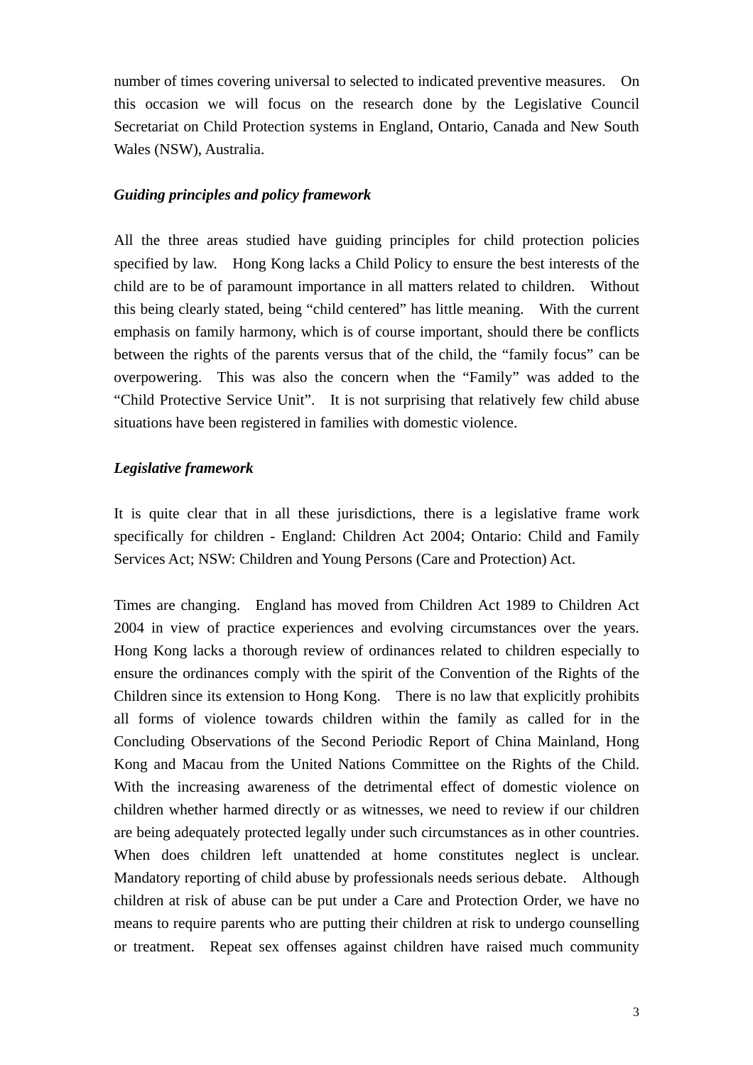number of times covering universal to selected to indicated preventive measures. On this occasion we will focus on the research done by the Legislative Council Secretariat on Child Protection systems in England, Ontario, Canada and New South Wales (NSW), Australia.

***Guiding principles and policy framework***

All the three areas studied have guiding principles for child protection policies specified by law. Hong Kong lacks a Child Policy to ensure the best interests of the child are to be of paramount importance in all matters related to children. Without this being clearly stated, being "child centered" has little meaning. With the current emphasis on family harmony, which is of course important, should there be conflicts between the rights of the parents versus that of the child, the "family focus" can be overpowering. This was also the concern when the "Family" was added to the "Child Protective Service Unit". It is not surprising that relatively few child abuse situations have been registered in families with domestic violence.

***Legislative framework***

It is quite clear that in all these jurisdictions, there is a legislative frame work specifically for children - England: Children Act 2004; Ontario: Child and Family Services Act; NSW: Children and Young Persons (Care and Protection) Act.

Times are changing. England has moved from Children Act 1989 to Children Act 2004 in view of practice experiences and evolving circumstances over the years. Hong Kong lacks a thorough review of ordinances related to children especially to ensure the ordinances comply with the spirit of the Convention of the Rights of the Children since its extension to Hong Kong. There is no law that explicitly prohibits all forms of violence towards children within the family as called for in the Concluding Observations of the Second Periodic Report of China Mainland, Hong Kong and Macau from the United Nations Committee on the Rights of the Child. With the increasing awareness of the detrimental effect of domestic violence on children whether harmed directly or as witnesses, we need to review if our children are being adequately protected legally under such circumstances as in other countries. When does children left unattended at home constitutes neglect is unclear. Mandatory reporting of child abuse by professionals needs serious debate. Although children at risk of abuse can be put under a Care and Protection Order, we have no means to require parents who are putting their children at risk to undergo counselling or treatment. Repeat sex offenses against children have raised much community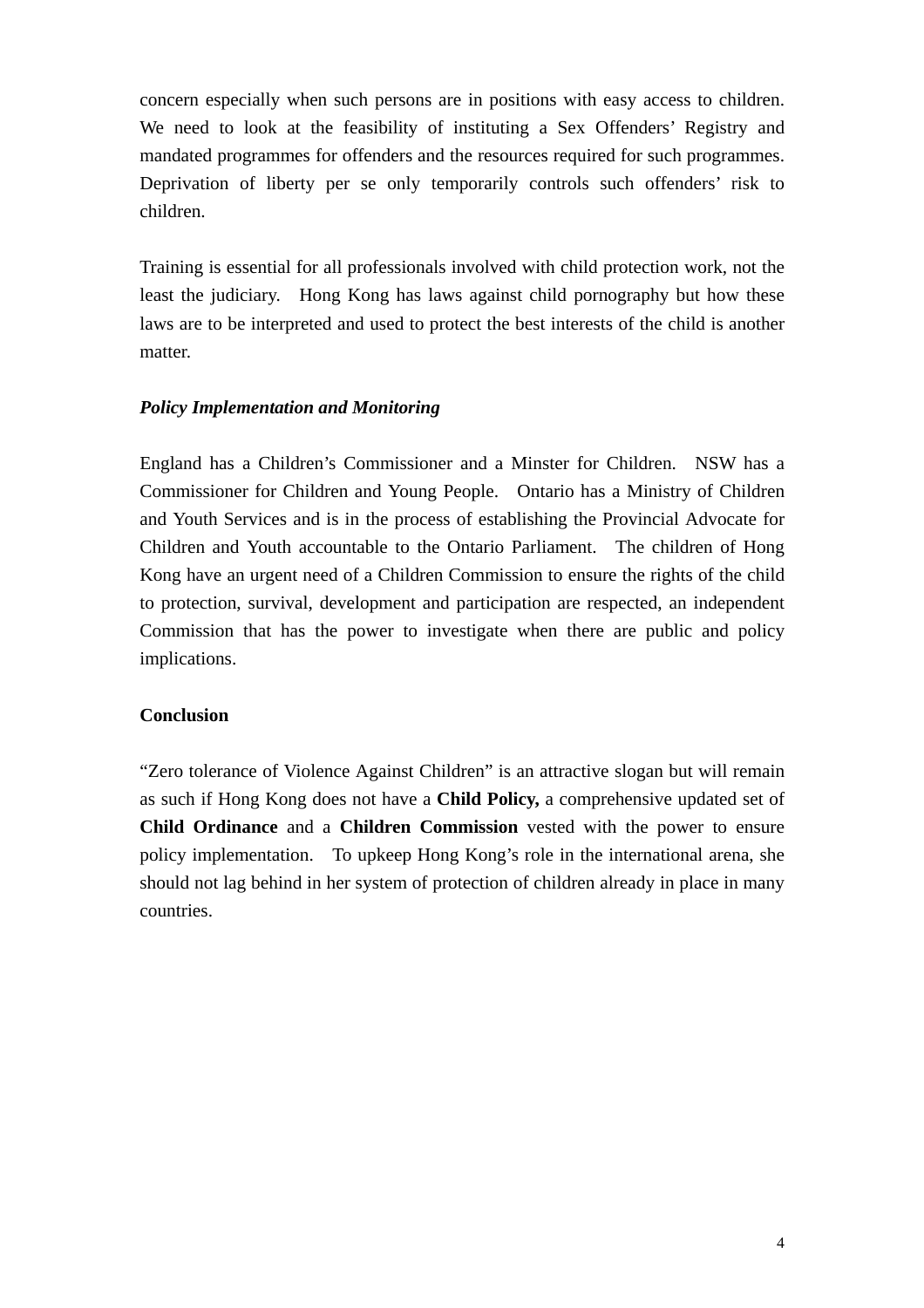concern especially when such persons are in positions with easy access to children. We need to look at the feasibility of instituting a Sex Offenders' Registry and mandated programmes for offenders and the resources required for such programmes. Deprivation of liberty per se only temporarily controls such offenders' risk to children.

Training is essential for all professionals involved with child protection work, not the least the judiciary. Hong Kong has laws against child pornography but how these laws are to be interpreted and used to protect the best interests of the child is another matter.

***Policy Implementation and Monitoring***

England has a Children's Commissioner and a Minster for Children. NSW has a Commissioner for Children and Young People. Ontario has a Ministry of Children and Youth Services and is in the process of establishing the Provincial Advocate for Children and Youth accountable to the Ontario Parliament. The children of Hong Kong have an urgent need of a Children Commission to ensure the rights of the child to protection, survival, development and participation are respected, an independent Commission that has the power to investigate when there are public and policy implications.

**Conclusion**

"Zero tolerance of Violence Against Children" is an attractive slogan but will remain as such if Hong Kong does not have a **Child Policy,** a comprehensive updated set of **Child Ordinance** and a **Children Commission** vested with the power to ensure policy implementation. To upkeep Hong Kong's role in the international arena, she should not lag behind in her system of protection of children already in place in many countries.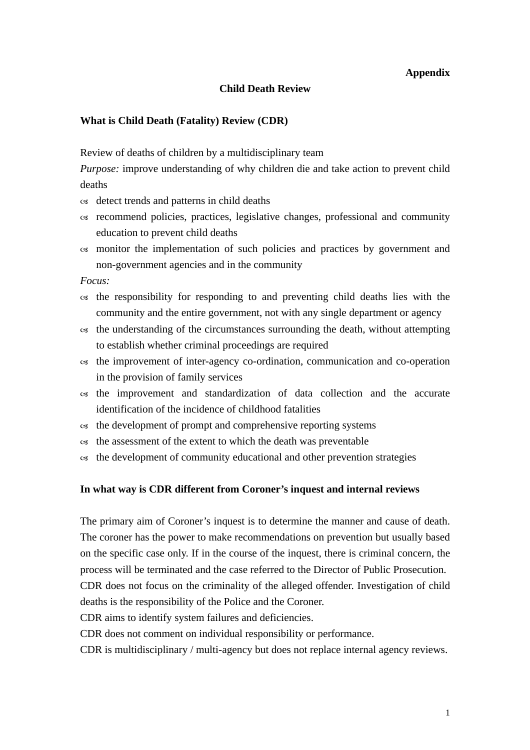**Appendix**

## Child Death Review

### What is Child Death (Fatality) Review (CDR)

Review of deaths of children by a multidisciplinary team

*Purpose:* improve understanding of why children die and take action to prevent child deaths

- detect trends and patterns in child deaths
- recommend policies, practices, legislative changes, professional and community education to prevent child deaths
- monitor the implementation of such policies and practices by government and non-government agencies and in the community

*Focus:*

- the responsibility for responding to and preventing child deaths lies with the community and the entire government, not with any single department or agency
- the understanding of the circumstances surrounding the death, without attempting to establish whether criminal proceedings are required
- the improvement of inter-agency co-ordination, communication and co-operation in the provision of family services
- the improvement and standardization of data collection and the accurate identification of the incidence of childhood fatalities
- the development of prompt and comprehensive reporting systems
- the assessment of the extent to which the death was preventable
- the development of community educational and other prevention strategies

### In what way is CDR different from Coroner's inquest and internal reviews

The primary aim of Coroner's inquest is to determine the manner and cause of death. The coroner has the power to make recommendations on prevention but usually based on the specific case only. If in the course of the inquest, there is criminal concern, the process will be terminated and the case referred to the Director of Public Prosecution.

CDR does not focus on the criminality of the alleged offender. Investigation of child deaths is the responsibility of the Police and the Coroner.

CDR aims to identify system failures and deficiencies.

CDR does not comment on individual responsibility or performance.

CDR is multidisciplinary / multi-agency but does not replace internal agency reviews.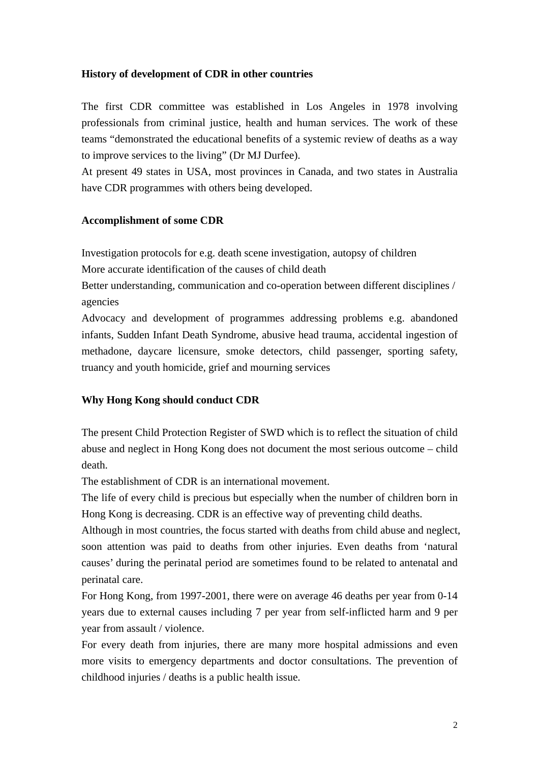**History of development of CDR in other countries**

The first CDR committee was established in Los Angeles in 1978 involving professionals from criminal justice, health and human services. The work of these teams "demonstrated the educational benefits of a systemic review of deaths as a way to improve services to the living" (Dr MJ Durfee).

At present 49 states in USA, most provinces in Canada, and two states in Australia have CDR programmes with others being developed.

**Accomplishment of some CDR**

Investigation protocols for e.g. death scene investigation, autopsy of children

More accurate identification of the causes of child death

Better understanding, communication and co-operation between different disciplines / agencies

Advocacy and development of programmes addressing problems e.g. abandoned infants, Sudden Infant Death Syndrome, abusive head trauma, accidental ingestion of methadone, daycare licensure, smoke detectors, child passenger, sporting safety, truancy and youth homicide, grief and mourning services

**Why Hong Kong should conduct CDR**

The present Child Protection Register of SWD which is to reflect the situation of child abuse and neglect in Hong Kong does not document the most serious outcome – child death.

The establishment of CDR is an international movement.

The life of every child is precious but especially when the number of children born in Hong Kong is decreasing. CDR is an effective way of preventing child deaths.

Although in most countries, the focus started with deaths from child abuse and neglect, soon attention was paid to deaths from other injuries. Even deaths from 'natural causes' during the perinatal period are sometimes found to be related to antenatal and perinatal care.

For Hong Kong, from 1997-2001, there were on average 46 deaths per year from 0-14 years due to external causes including 7 per year from self-inflicted harm and 9 per year from assault / violence.

For every death from injuries, there are many more hospital admissions and even more visits to emergency departments and doctor consultations. The prevention of childhood injuries / deaths is a public health issue.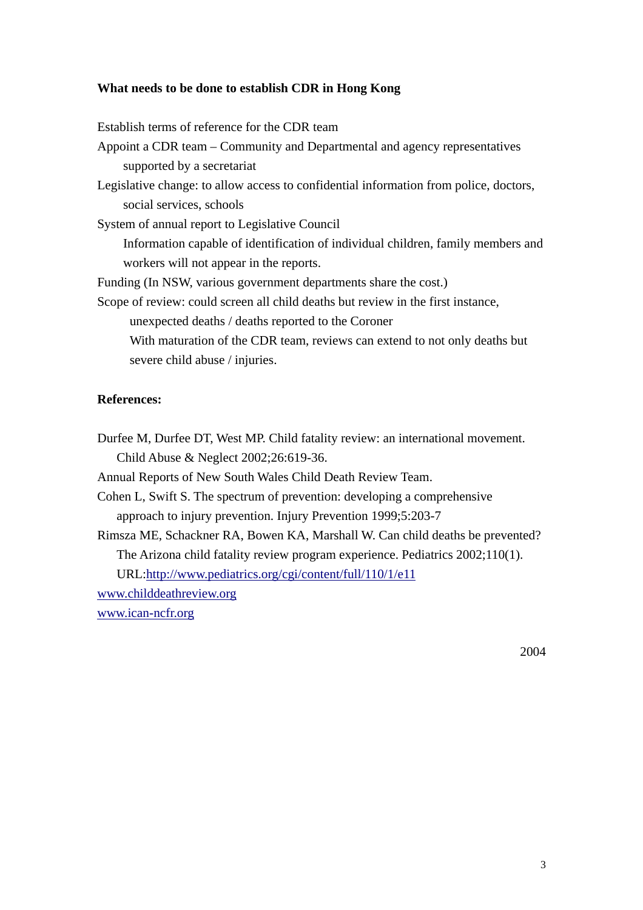**What needs to be done to establish CDR in Hong Kong**

Establish terms of reference for the CDR team

Appoint a CDR team – Community and Departmental and agency representatives supported by a secretariat

Legislative change: to allow access to confidential information from police, doctors, social services, schools

System of annual report to Legislative Council

Information capable of identification of individual children, family members and workers will not appear in the reports.

Funding (In NSW, various government departments share the cost.)

Scope of review: could screen all child deaths but review in the first instance, unexpected deaths / deaths reported to the Coroner

With maturation of the CDR team, reviews can extend to not only deaths but severe child abuse / injuries.

**References:**

Durfee M, Durfee DT, West MP. Child fatality review: an international movement. Child Abuse & Neglect 2002;26:619-36.

Annual Reports of New South Wales Child Death Review Team.

Cohen L, Swift S. The spectrum of prevention: developing a comprehensive approach to injury prevention. Injury Prevention 1999;5:203-7

Rimsza ME, Schackner RA, Bowen KA, Marshall W. Can child deaths be prevented? The Arizona child fatality review program experience. Pediatrics 2002;110(1). URL:http://www.pediatrics.org/cgi/content/full/110/1/e11

www.childdeathreview.org

www.ican-ncfr.org

2004